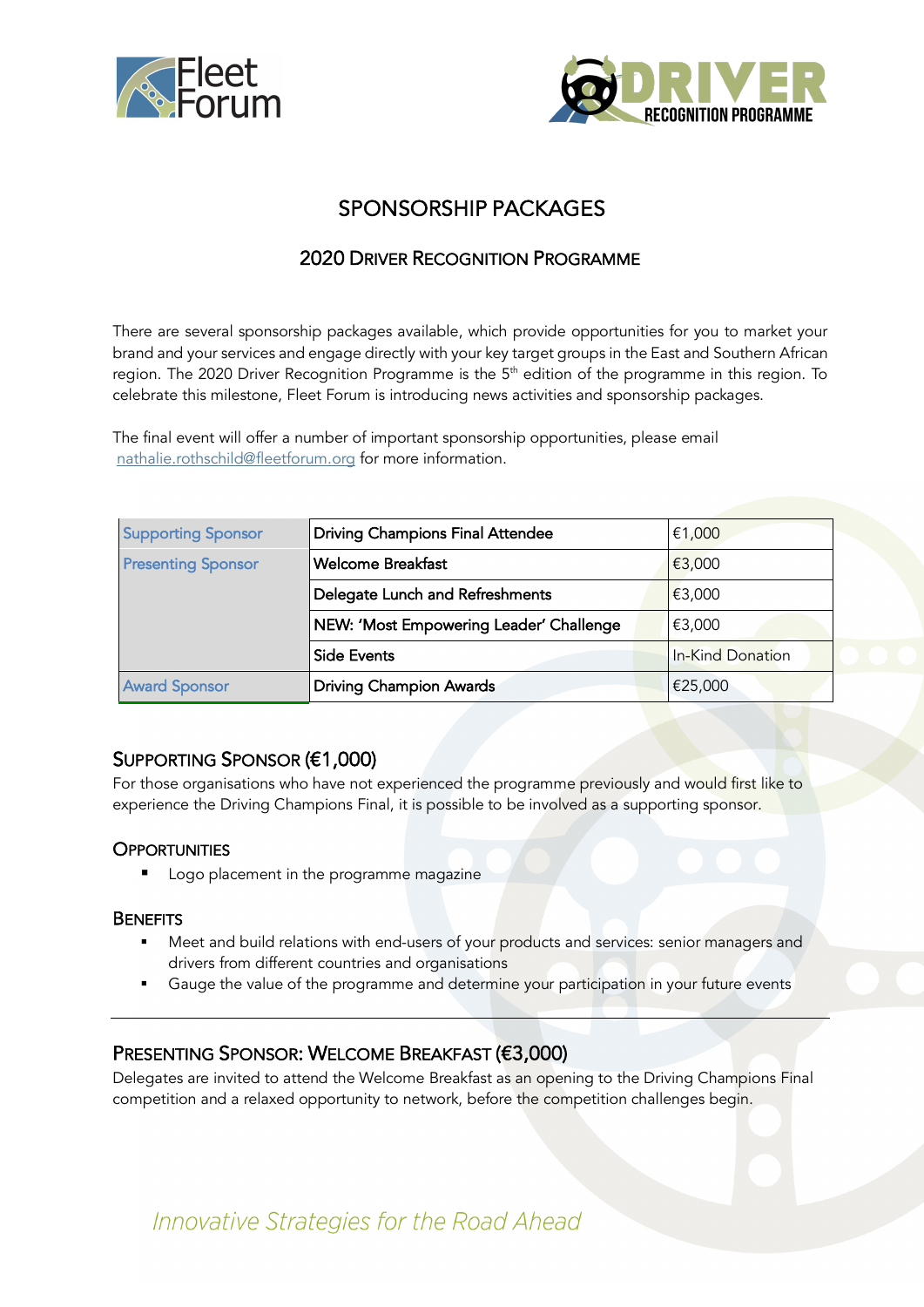# SPONSORSHIP PACKAGES

## 2020 DRIVER RECOGNITION PROGRAMME

There are several sponsorship packages available, which provide opportunities for you to market your brand and your services and engage directly with your key target groups in the East and Southern African region. The 2020 Driver Recognition Programme is the 5th edition of the programme in this region. To celebrate this milestone, Fleet Forum is introducing news activities and sponsorship packages.

The final event will offer a number of important sponsorship opportunities, please email nathalie.rothschild@fleetforum.org for more information.

| | | |
|---|---|---|
| Supporting Sponsor | Driving Champions Final Attendee | €1,000 |
| Presenting Sponsor | Welcome Breakfast | €3,000 |
| | Delegate Lunch and Refreshments | €3,000 |
| | NEW: 'Most Empowering Leader' Challenge | €3,000 |
| | Side Events | In-Kind Donation |
| Award Sponsor | Driving Champion Awards | €25,000 |

## SUPPORTING SPONSOR (€1,000)

For those organisations who have not experienced the programme previously and would first like to experience the Driving Champions Final, it is possible to be involved as a supporting sponsor.

### OPPORTUNITIES

- Logo placement in the programme magazine

### BENEFITS

- Meet and build relations with end-users of your products and services: senior managers and drivers from different countries and organisations
- Gauge the value of the programme and determine your participation in your future events

---

## PRESENTING SPONSOR: WELCOME BREAKFAST (€3,000)

Delegates are invited to attend the Welcome Breakfast as an opening to the Driving Champions Final competition and a relaxed opportunity to network, before the competition challenges begin.

*Innovative Strategies for the Road Ahead*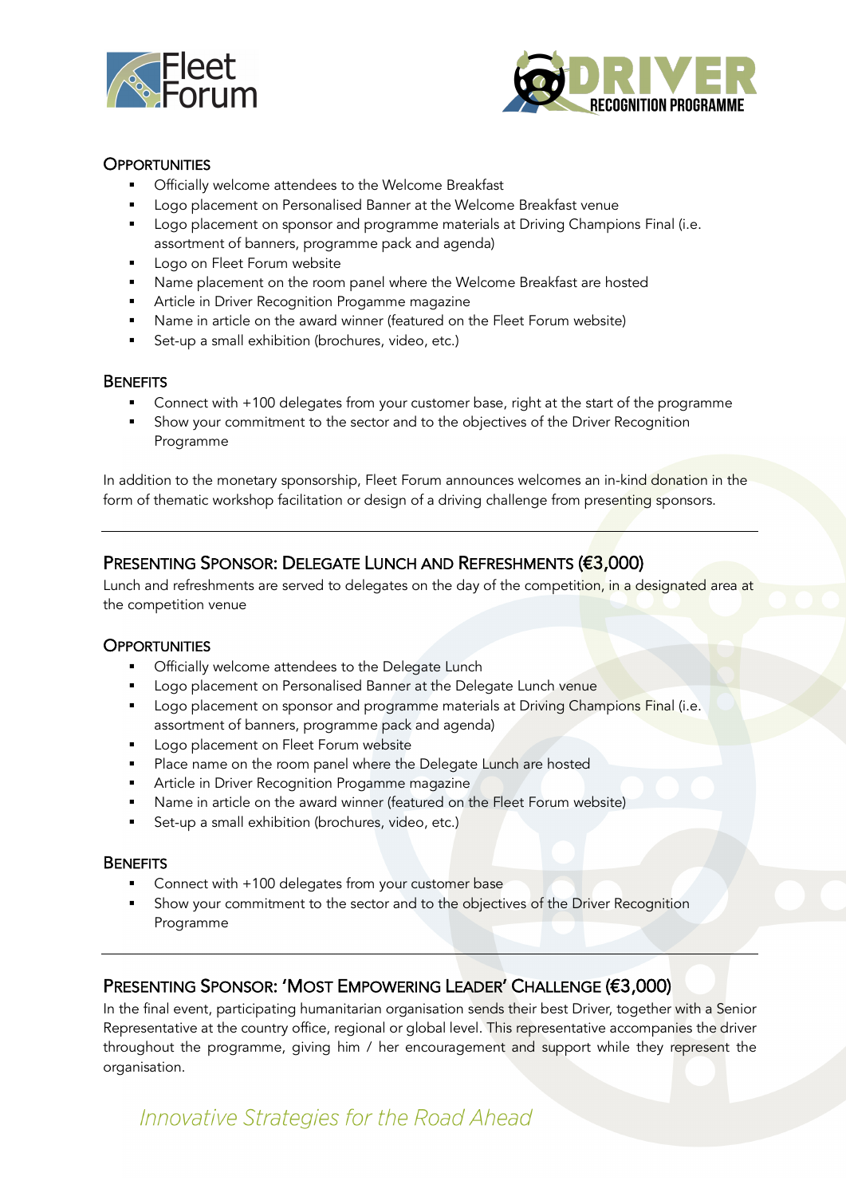### Opportunities

- Officially welcome attendees to the Welcome Breakfast
- Logo placement on Personalised Banner at the Welcome Breakfast venue
- Logo placement on sponsor and programme materials at Driving Champions Final (i.e. assortment of banners, programme pack and agenda)
- Logo on Fleet Forum website
- Name placement on the room panel where the Welcome Breakfast are hosted
- Article in Driver Recognition Progamme magazine
- Name in article on the award winner (featured on the Fleet Forum website)
- Set-up a small exhibition (brochures, video, etc.)

### Benefits

- Connect with +100 delegates from your customer base, right at the start of the programme
- Show your commitment to the sector and to the objectives of the Driver Recognition Programme

In addition to the monetary sponsorship, Fleet Forum announces welcomes an in-kind donation in the form of thematic workshop facilitation or design of a driving challenge from presenting sponsors.

---

## Presenting Sponsor: Delegate Lunch and Refreshments (€3,000)

Lunch and refreshments are served to delegates on the day of the competition, in a designated area at the competition venue

### Opportunities

- Officially welcome attendees to the Delegate Lunch
- Logo placement on Personalised Banner at the Delegate Lunch venue
- Logo placement on sponsor and programme materials at Driving Champions Final (i.e. assortment of banners, programme pack and agenda)
- Logo placement on Fleet Forum website
- Place name on the room panel where the Delegate Lunch are hosted
- Article in Driver Recognition Progamme magazine
- Name in article on the award winner (featured on the Fleet Forum website)
- Set-up a small exhibition (brochures, video, etc.)

### Benefits

- Connect with +100 delegates from your customer base
- Show your commitment to the sector and to the objectives of the Driver Recognition Programme

---

## Presenting Sponsor: 'Most Empowering Leader' Challenge (€3,000)

In the final event, participating humanitarian organisation sends their best Driver, together with a Senior Representative at the country office, regional or global level. This representative accompanies the driver throughout the programme, giving him / her encouragement and support while they represent the organisation.

*Innovative Strategies for the Road Ahead*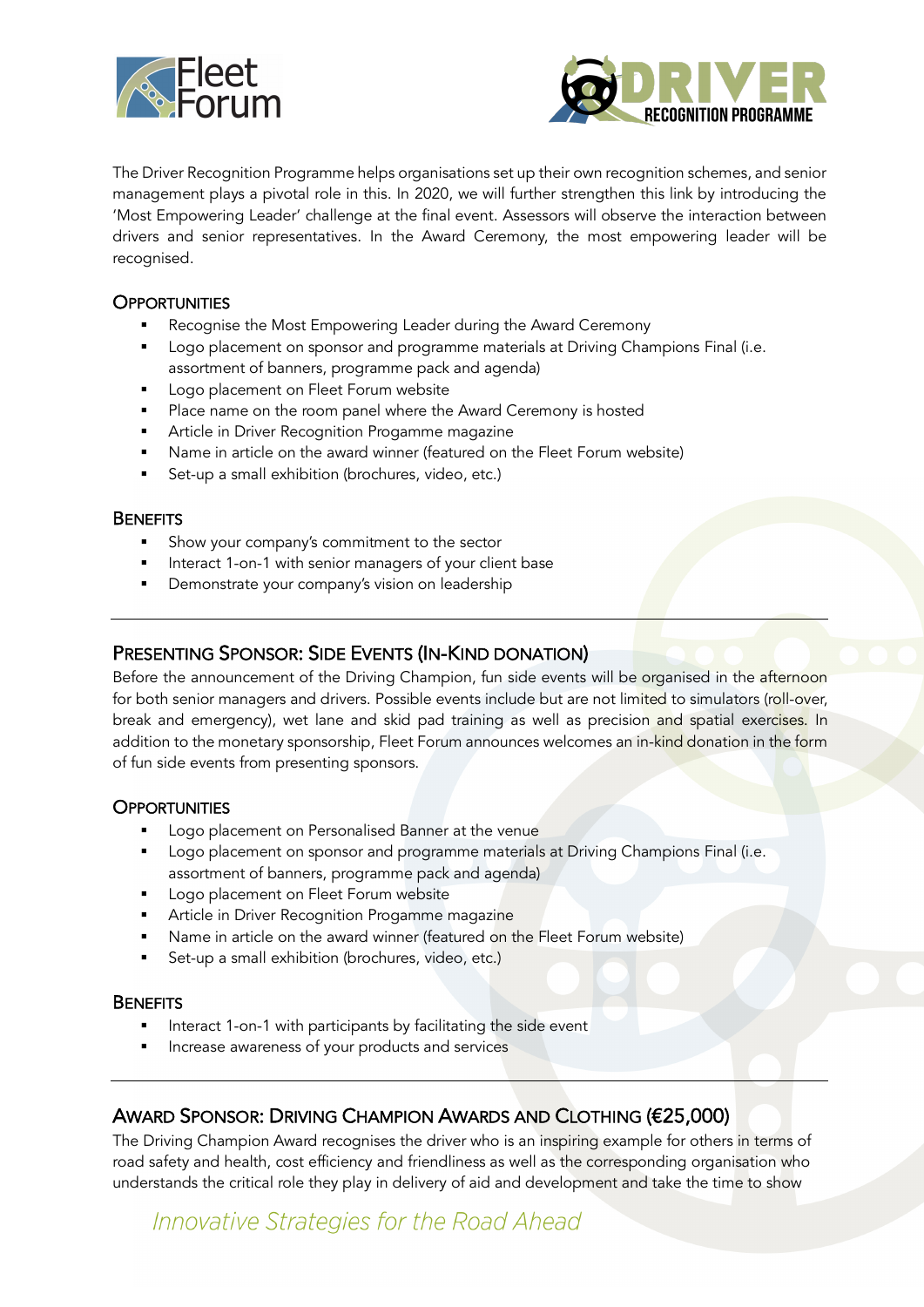The Driver Recognition Programme helps organisations set up their own recognition schemes, and senior management plays a pivotal role in this. In 2020, we will further strengthen this link by introducing the 'Most Empowering Leader' challenge at the final event. Assessors will observe the interaction between drivers and senior representatives. In the Award Ceremony, the most empowering leader will be recognised.

### Opportunities

- Recognise the Most Empowering Leader during the Award Ceremony
- Logo placement on sponsor and programme materials at Driving Champions Final (i.e. assortment of banners, programme pack and agenda)
- Logo placement on Fleet Forum website
- Place name on the room panel where the Award Ceremony is hosted
- Article in Driver Recognition Progamme magazine
- Name in article on the award winner (featured on the Fleet Forum website)
- Set-up a small exhibition (brochures, video, etc.)

### Benefits

- Show your company's commitment to the sector
- Interact 1-on-1 with senior managers of your client base
- Demonstrate your company's vision on leadership

---

## Presenting Sponsor: Side Events (In-Kind donation)

Before the announcement of the Driving Champion, fun side events will be organised in the afternoon for both senior managers and drivers. Possible events include but are not limited to simulators (roll-over, break and emergency), wet lane and skid pad training as well as precision and spatial exercises. In addition to the monetary sponsorship, Fleet Forum announces welcomes an in-kind donation in the form of fun side events from presenting sponsors.

### Opportunities

- Logo placement on Personalised Banner at the venue
- Logo placement on sponsor and programme materials at Driving Champions Final (i.e. assortment of banners, programme pack and agenda)
- Logo placement on Fleet Forum website
- Article in Driver Recognition Progamme magazine
- Name in article on the award winner (featured on the Fleet Forum website)
- Set-up a small exhibition (brochures, video, etc.)

### Benefits

- Interact 1-on-1 with participants by facilitating the side event
- Increase awareness of your products and services

---

## Award Sponsor: Driving Champion Awards and Clothing (€25,000)

The Driving Champion Award recognises the driver who is an inspiring example for others in terms of road safety and health, cost efficiency and friendliness as well as the corresponding organisation who understands the critical role they play in delivery of aid and development and take the time to show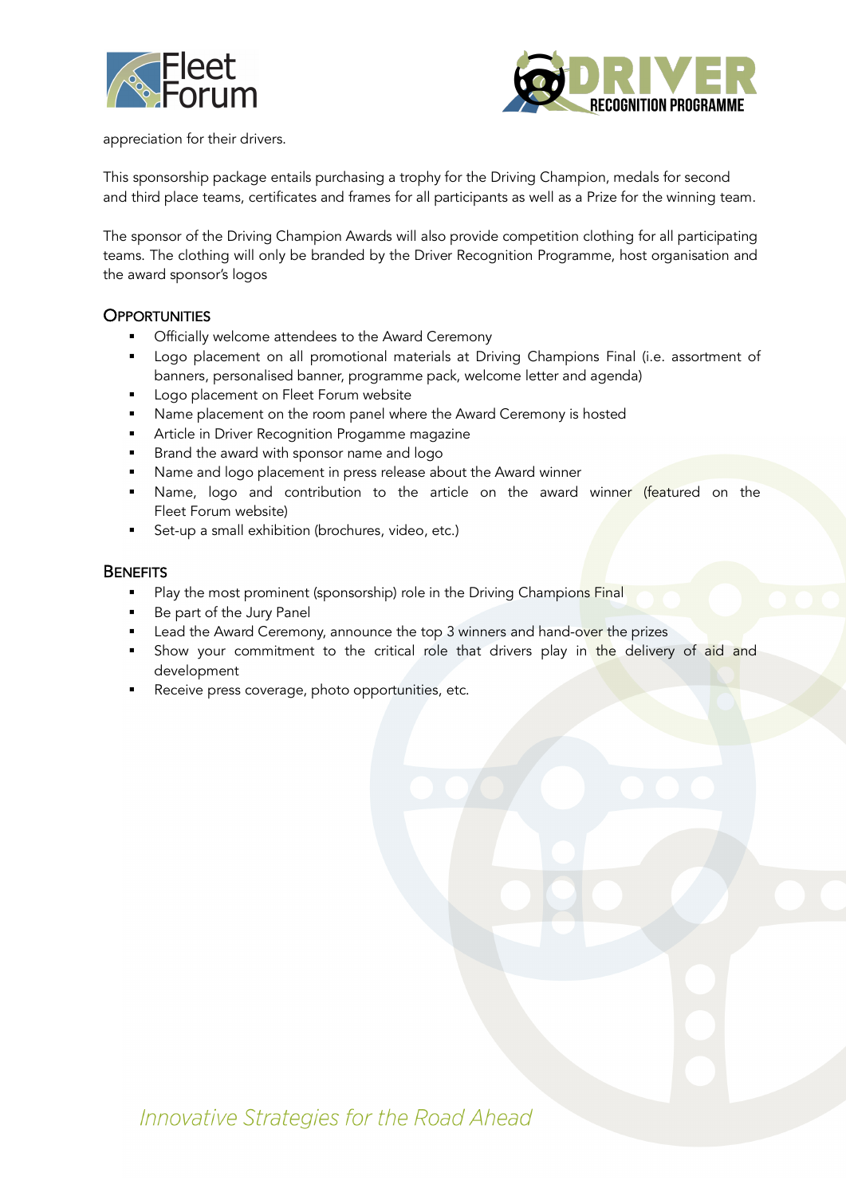appreciation for their drivers.

This sponsorship package entails purchasing a trophy for the Driving Champion, medals for second and third place teams, certificates and frames for all participants as well as a Prize for the winning team.

The sponsor of the Driving Champion Awards will also provide competition clothing for all participating teams. The clothing will only be branded by the Driver Recognition Programme, host organisation and the award sponsor's logos

## Opportunities

- Officially welcome attendees to the Award Ceremony
- Logo placement on all promotional materials at Driving Champions Final (i.e. assortment of banners, personalised banner, programme pack, welcome letter and agenda)
- Logo placement on Fleet Forum website
- Name placement on the room panel where the Award Ceremony is hosted
- Article in Driver Recognition Progamme magazine
- Brand the award with sponsor name and logo
- Name and logo placement in press release about the Award winner
- Name, logo and contribution to the article on the award winner (featured on the Fleet Forum website)
- Set-up a small exhibition (brochures, video, etc.)

## Benefits

- Play the most prominent (sponsorship) role in the Driving Champions Final
- Be part of the Jury Panel
- Lead the Award Ceremony, announce the top 3 winners and hand-over the prizes
- Show your commitment to the critical role that drivers play in the delivery of aid and development
- Receive press coverage, photo opportunities, etc.